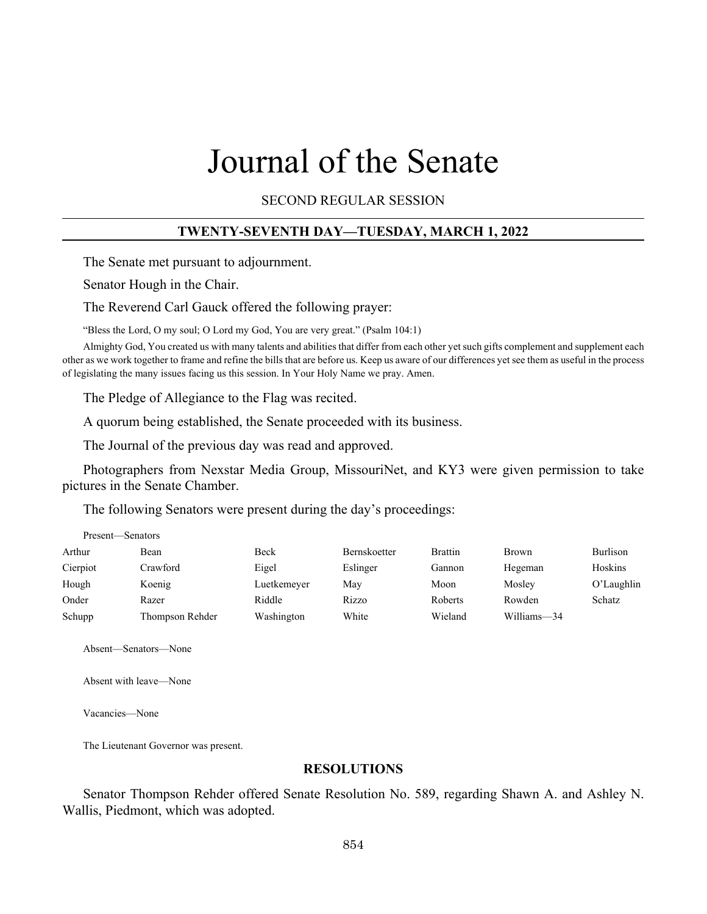# Journal of the Senate

SECOND REGULAR SESSION

## TWENTY-SEVENTH DAY—TUESDAY, MARCH 1, 2022

The Senate met pursuant to adjournment.

Senator Hough in the Chair.

The Reverend Carl Gauck offered the following prayer:

"Bless the Lord, O my soul; O Lord my God, You are very great." (Psalm 104:1)

Almighty God, You created us with many talents and abilities that differ from each other yet such gifts complement and supplement each other as we work together to frame and refine the bills that are before us. Keep us aware of our differences yet see them as useful in the process of legislating the many issues facing us this session. In Your Holy Name we pray. Amen.

The Pledge of Allegiance to the Flag was recited.

A quorum being established, the Senate proceeded with its business.

The Journal of the previous day was read and approved.

Photographers from Nexstar Media Group, MissouriNet, and KY3 were given permission to take pictures in the Senate Chamber.

The following Senators were present during the day's proceedings:

Present—Senators

| | | | | | | |
|---|---|---|---|---|---|---|
| Arthur | Bean | Beck | Bernskoetter | Brattin | Brown | Burlison |
| Cierpiot | Crawford | Eigel | Eslinger | Gannon | Hegeman | Hoskins |
| Hough | Koenig | Luetkemeyer | May | Moon | Mosley | O'Laughlin |
| Onder | Razer | Riddle | Rizzo | Roberts | Rowden | Schatz |
| Schupp | Thompson Rehder | Washington | White | Wieland | Williams—34 | |

Absent—Senators—None

Absent with leave—None

Vacancies—None

The Lieutenant Governor was present.

### RESOLUTIONS

Senator Thompson Rehder offered Senate Resolution No. 589, regarding Shawn A. and Ashley N. Wallis, Piedmont, which was adopted.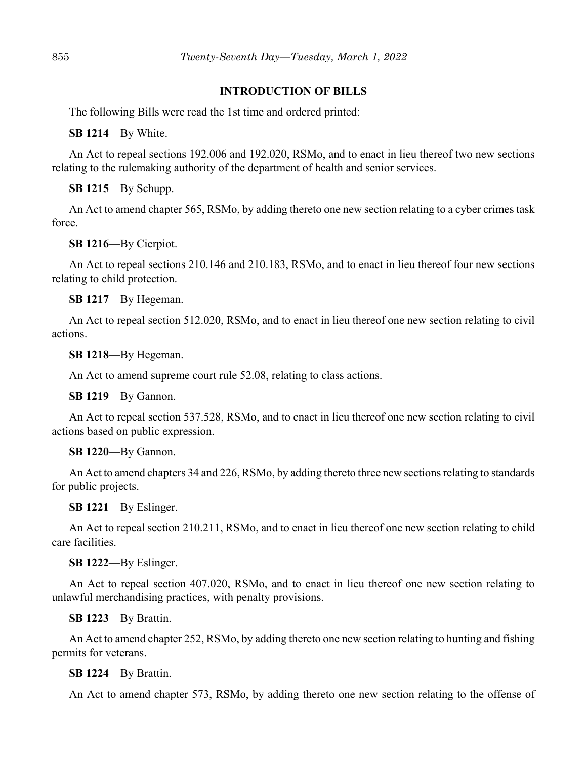**INTRODUCTION OF BILLS**

The following Bills were read the 1st time and ordered printed:

**SB 1214**—By White.

An Act to repeal sections 192.006 and 192.020, RSMo, and to enact in lieu thereof two new sections relating to the rulemaking authority of the department of health and senior services.

**SB 1215**—By Schupp.

An Act to amend chapter 565, RSMo, by adding thereto one new section relating to a cyber crimes task force.

**SB 1216**—By Cierpiot.

An Act to repeal sections 210.146 and 210.183, RSMo, and to enact in lieu thereof four new sections relating to child protection.

**SB 1217**—By Hegeman.

An Act to repeal section 512.020, RSMo, and to enact in lieu thereof one new section relating to civil actions.

**SB 1218**—By Hegeman.

An Act to amend supreme court rule 52.08, relating to class actions.

**SB 1219**—By Gannon.

An Act to repeal section 537.528, RSMo, and to enact in lieu thereof one new section relating to civil actions based on public expression.

**SB 1220**—By Gannon.

An Act to amend chapters 34 and 226, RSMo, by adding thereto three new sections relating to standards for public projects.

**SB 1221**—By Eslinger.

An Act to repeal section 210.211, RSMo, and to enact in lieu thereof one new section relating to child care facilities.

**SB 1222**—By Eslinger.

An Act to repeal section 407.020, RSMo, and to enact in lieu thereof one new section relating to unlawful merchandising practices, with penalty provisions.

**SB 1223**—By Brattin.

An Act to amend chapter 252, RSMo, by adding thereto one new section relating to hunting and fishing permits for veterans.

**SB 1224**—By Brattin.

An Act to amend chapter 573, RSMo, by adding thereto one new section relating to the offense of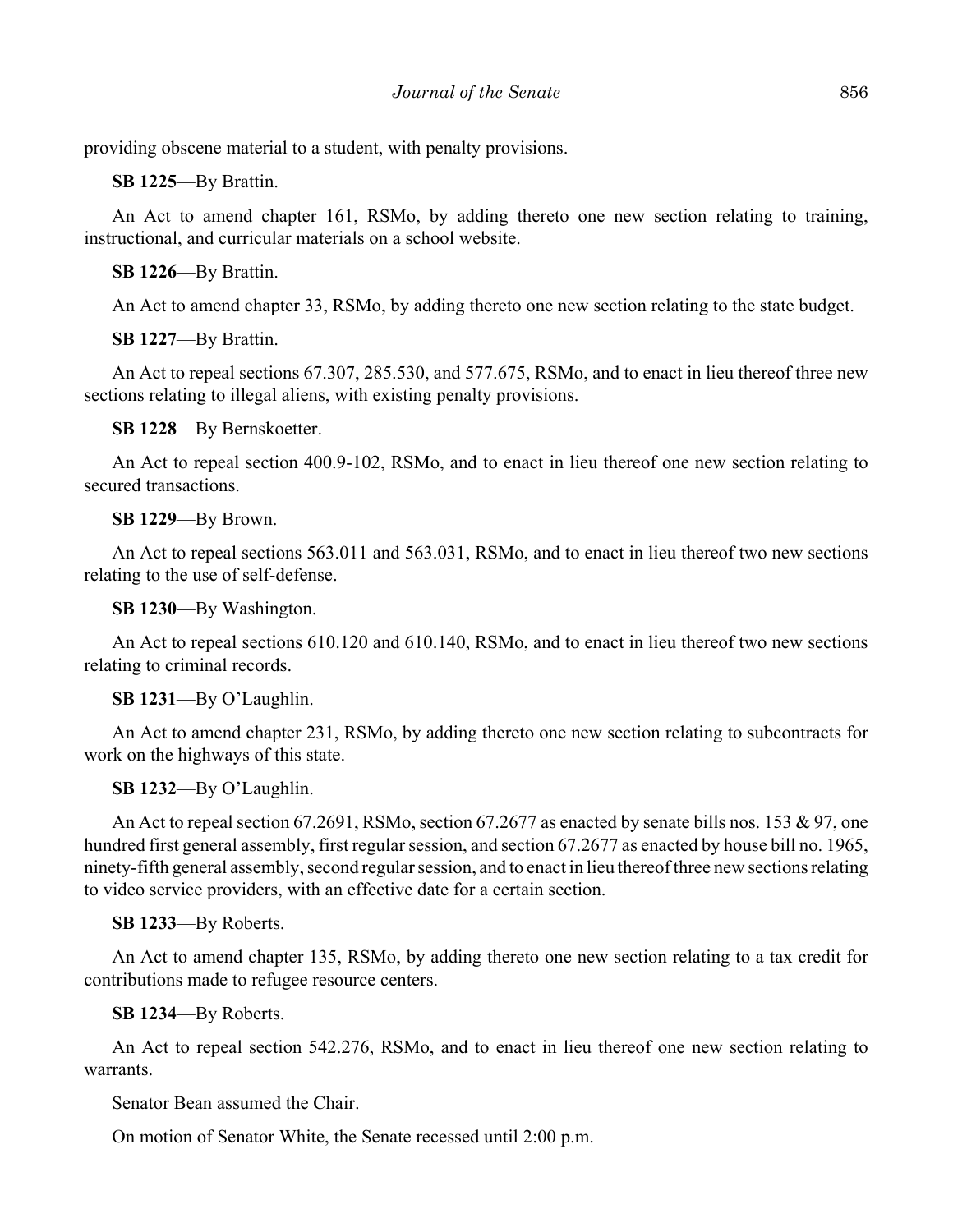providing obscene material to a student, with penalty provisions.

**SB 1225**—By Brattin.

An Act to amend chapter 161, RSMo, by adding thereto one new section relating to training, instructional, and curricular materials on a school website.

**SB 1226**—By Brattin.

An Act to amend chapter 33, RSMo, by adding thereto one new section relating to the state budget.

**SB 1227**—By Brattin.

An Act to repeal sections 67.307, 285.530, and 577.675, RSMo, and to enact in lieu thereof three new sections relating to illegal aliens, with existing penalty provisions.

**SB 1228**—By Bernskoetter.

An Act to repeal section 400.9-102, RSMo, and to enact in lieu thereof one new section relating to secured transactions.

**SB 1229**—By Brown.

An Act to repeal sections 563.011 and 563.031, RSMo, and to enact in lieu thereof two new sections relating to the use of self-defense.

**SB 1230**—By Washington.

An Act to repeal sections 610.120 and 610.140, RSMo, and to enact in lieu thereof two new sections relating to criminal records.

**SB 1231**—By O'Laughlin.

An Act to amend chapter 231, RSMo, by adding thereto one new section relating to subcontracts for work on the highways of this state.

**SB 1232**—By O'Laughlin.

An Act to repeal section 67.2691, RSMo, section 67.2677 as enacted by senate bills nos. 153 & 97, one hundred first general assembly, first regular session, and section 67.2677 as enacted by house bill no. 1965, ninety-fifth general assembly, second regular session, and to enact in lieu thereof three new sections relating to video service providers, with an effective date for a certain section.

**SB 1233**—By Roberts.

An Act to amend chapter 135, RSMo, by adding thereto one new section relating to a tax credit for contributions made to refugee resource centers.

**SB 1234**—By Roberts.

An Act to repeal section 542.276, RSMo, and to enact in lieu thereof one new section relating to warrants.

Senator Bean assumed the Chair.

On motion of Senator White, the Senate recessed until 2:00 p.m.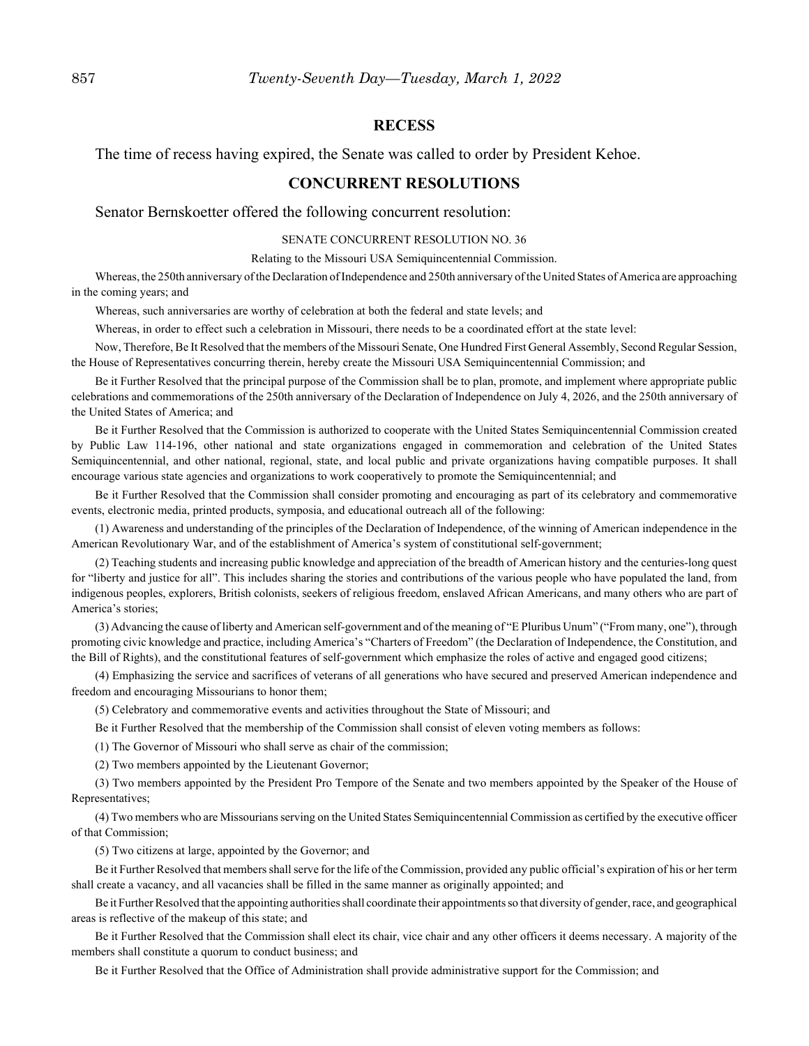## RECESS

The time of recess having expired, the Senate was called to order by President Kehoe.

## CONCURRENT RESOLUTIONS

Senator Bernskoetter offered the following concurrent resolution:

SENATE CONCURRENT RESOLUTION NO. 36

Relating to the Missouri USA Semiquincentennial Commission.

Whereas, the 250th anniversary of the Declaration of Independence and 250th anniversary of the United States of America are approaching in the coming years; and

Whereas, such anniversaries are worthy of celebration at both the federal and state levels; and

Whereas, in order to effect such a celebration in Missouri, there needs to be a coordinated effort at the state level:

Now, Therefore, Be It Resolved that the members of the Missouri Senate, One Hundred First General Assembly, Second Regular Session, the House of Representatives concurring therein, hereby create the Missouri USA Semiquincentennial Commission; and

Be it Further Resolved that the principal purpose of the Commission shall be to plan, promote, and implement where appropriate public celebrations and commemorations of the 250th anniversary of the Declaration of Independence on July 4, 2026, and the 250th anniversary of the United States of America; and

Be it Further Resolved that the Commission is authorized to cooperate with the United States Semiquincentennial Commission created by Public Law 114-196, other national and state organizations engaged in commemoration and celebration of the United States Semiquincentennial, and other national, regional, state, and local public and private organizations having compatible purposes. It shall encourage various state agencies and organizations to work cooperatively to promote the Semiquincentennial; and

Be it Further Resolved that the Commission shall consider promoting and encouraging as part of its celebratory and commemorative events, electronic media, printed products, symposia, and educational outreach all of the following:

(1) Awareness and understanding of the principles of the Declaration of Independence, of the winning of American independence in the American Revolutionary War, and of the establishment of America's system of constitutional self-government;

(2) Teaching students and increasing public knowledge and appreciation of the breadth of American history and the centuries-long quest for "liberty and justice for all". This includes sharing the stories and contributions of the various people who have populated the land, from indigenous peoples, explorers, British colonists, seekers of religious freedom, enslaved African Americans, and many others who are part of America's stories;

(3) Advancing the cause of liberty and American self-government and of the meaning of "E Pluribus Unum" ("From many, one"), through promoting civic knowledge and practice, including America's "Charters of Freedom" (the Declaration of Independence, the Constitution, and the Bill of Rights), and the constitutional features of self-government which emphasize the roles of active and engaged good citizens;

(4) Emphasizing the service and sacrifices of veterans of all generations who have secured and preserved American independence and freedom and encouraging Missourians to honor them;

(5) Celebratory and commemorative events and activities throughout the State of Missouri; and

Be it Further Resolved that the membership of the Commission shall consist of eleven voting members as follows:

(1) The Governor of Missouri who shall serve as chair of the commission;

(2) Two members appointed by the Lieutenant Governor;

(3) Two members appointed by the President Pro Tempore of the Senate and two members appointed by the Speaker of the House of Representatives;

(4) Two members who are Missourians serving on the United States Semiquincentennial Commission as certified by the executive officer of that Commission;

(5) Two citizens at large, appointed by the Governor; and

Be it Further Resolved that members shall serve for the life of the Commission, provided any public official's expiration of his or her term shall create a vacancy, and all vacancies shall be filled in the same manner as originally appointed; and

Be it Further Resolved that the appointing authorities shall coordinate their appointments so that diversity of gender, race, and geographical areas is reflective of the makeup of this state; and

Be it Further Resolved that the Commission shall elect its chair, vice chair and any other officers it deems necessary. A majority of the members shall constitute a quorum to conduct business; and

Be it Further Resolved that the Office of Administration shall provide administrative support for the Commission; and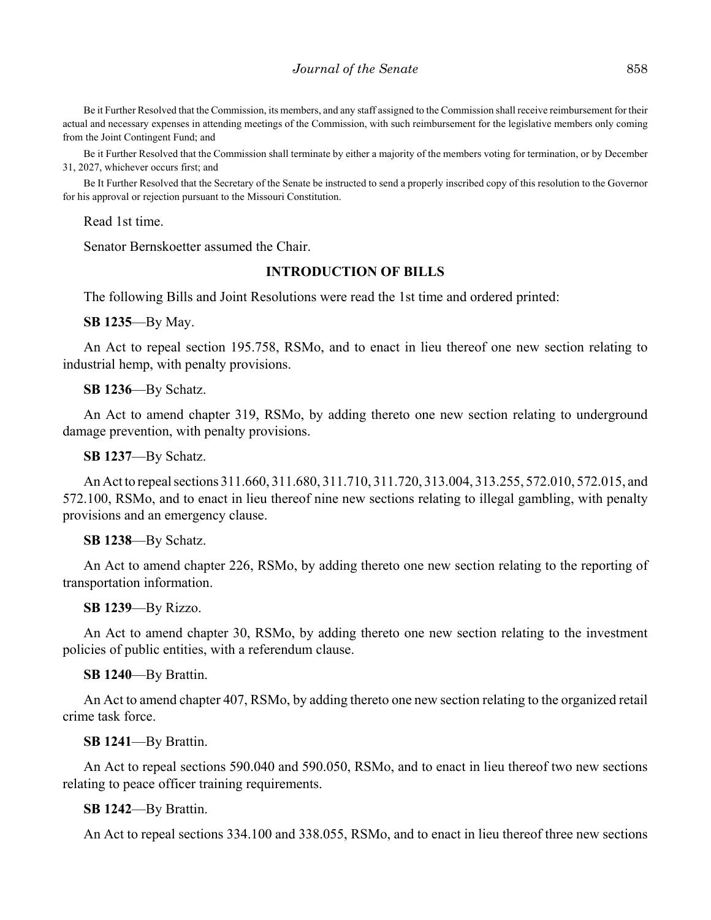Be it Further Resolved that the Commission, its members, and any staff assigned to the Commission shall receive reimbursement for their actual and necessary expenses in attending meetings of the Commission, with such reimbursement for the legislative members only coming from the Joint Contingent Fund; and

Be it Further Resolved that the Commission shall terminate by either a majority of the members voting for termination, or by December 31, 2027, whichever occurs first; and

Be It Further Resolved that the Secretary of the Senate be instructed to send a properly inscribed copy of this resolution to the Governor for his approval or rejection pursuant to the Missouri Constitution.

Read 1st time.

Senator Bernskoetter assumed the Chair.

## INTRODUCTION OF BILLS

The following Bills and Joint Resolutions were read the 1st time and ordered printed:

**SB 1235**—By May.

An Act to repeal section 195.758, RSMo, and to enact in lieu thereof one new section relating to industrial hemp, with penalty provisions.

**SB 1236**—By Schatz.

An Act to amend chapter 319, RSMo, by adding thereto one new section relating to underground damage prevention, with penalty provisions.

**SB 1237**—By Schatz.

An Act to repeal sections 311.660, 311.680, 311.710, 311.720, 313.004, 313.255, 572.010, 572.015, and 572.100, RSMo, and to enact in lieu thereof nine new sections relating to illegal gambling, with penalty provisions and an emergency clause.

**SB 1238**—By Schatz.

An Act to amend chapter 226, RSMo, by adding thereto one new section relating to the reporting of transportation information.

**SB 1239**—By Rizzo.

An Act to amend chapter 30, RSMo, by adding thereto one new section relating to the investment policies of public entities, with a referendum clause.

**SB 1240**—By Brattin.

An Act to amend chapter 407, RSMo, by adding thereto one new section relating to the organized retail crime task force.

**SB 1241**—By Brattin.

An Act to repeal sections 590.040 and 590.050, RSMo, and to enact in lieu thereof two new sections relating to peace officer training requirements.

**SB 1242**—By Brattin.

An Act to repeal sections 334.100 and 338.055, RSMo, and to enact in lieu thereof three new sections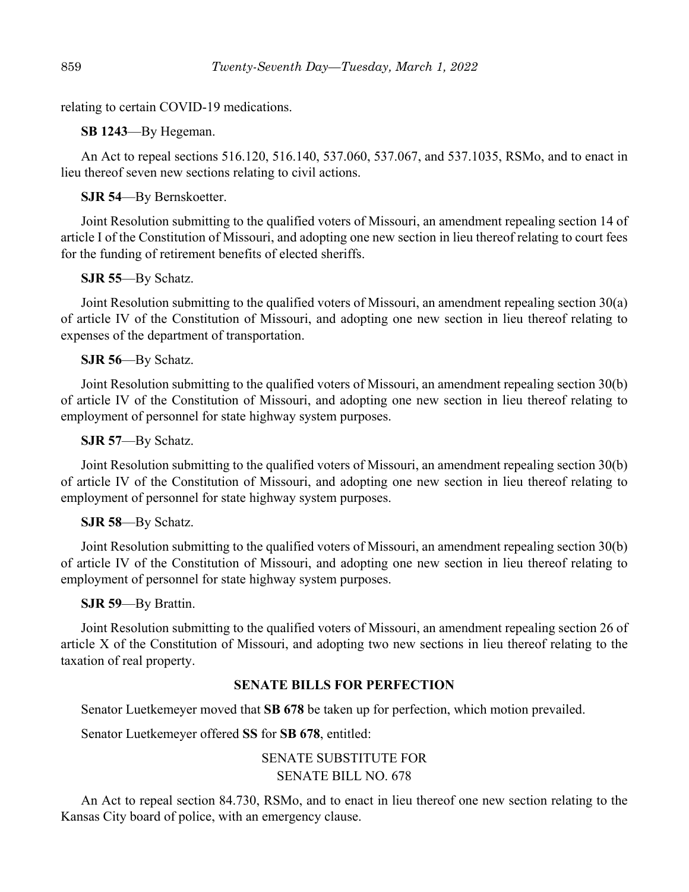relating to certain COVID-19 medications.

**SB 1243**—By Hegeman.

An Act to repeal sections 516.120, 516.140, 537.060, 537.067, and 537.1035, RSMo, and to enact in lieu thereof seven new sections relating to civil actions.

**SJR 54**—By Bernskoetter.

Joint Resolution submitting to the qualified voters of Missouri, an amendment repealing section 14 of article I of the Constitution of Missouri, and adopting one new section in lieu thereof relating to court fees for the funding of retirement benefits of elected sheriffs.

**SJR 55**—By Schatz.

Joint Resolution submitting to the qualified voters of Missouri, an amendment repealing section 30(a) of article IV of the Constitution of Missouri, and adopting one new section in lieu thereof relating to expenses of the department of transportation.

**SJR 56**—By Schatz.

Joint Resolution submitting to the qualified voters of Missouri, an amendment repealing section 30(b) of article IV of the Constitution of Missouri, and adopting one new section in lieu thereof relating to employment of personnel for state highway system purposes.

**SJR 57**—By Schatz.

Joint Resolution submitting to the qualified voters of Missouri, an amendment repealing section 30(b) of article IV of the Constitution of Missouri, and adopting one new section in lieu thereof relating to employment of personnel for state highway system purposes.

**SJR 58**—By Schatz.

Joint Resolution submitting to the qualified voters of Missouri, an amendment repealing section 30(b) of article IV of the Constitution of Missouri, and adopting one new section in lieu thereof relating to employment of personnel for state highway system purposes.

**SJR 59**—By Brattin.

Joint Resolution submitting to the qualified voters of Missouri, an amendment repealing section 26 of article X of the Constitution of Missouri, and adopting two new sections in lieu thereof relating to the taxation of real property.

## SENATE BILLS FOR PERFECTION

Senator Luetkemeyer moved that **SB 678** be taken up for perfection, which motion prevailed.

Senator Luetkemeyer offered **SS** for **SB 678**, entitled:

SENATE SUBSTITUTE FOR
SENATE BILL NO. 678

An Act to repeal section 84.730, RSMo, and to enact in lieu thereof one new section relating to the Kansas City board of police, with an emergency clause.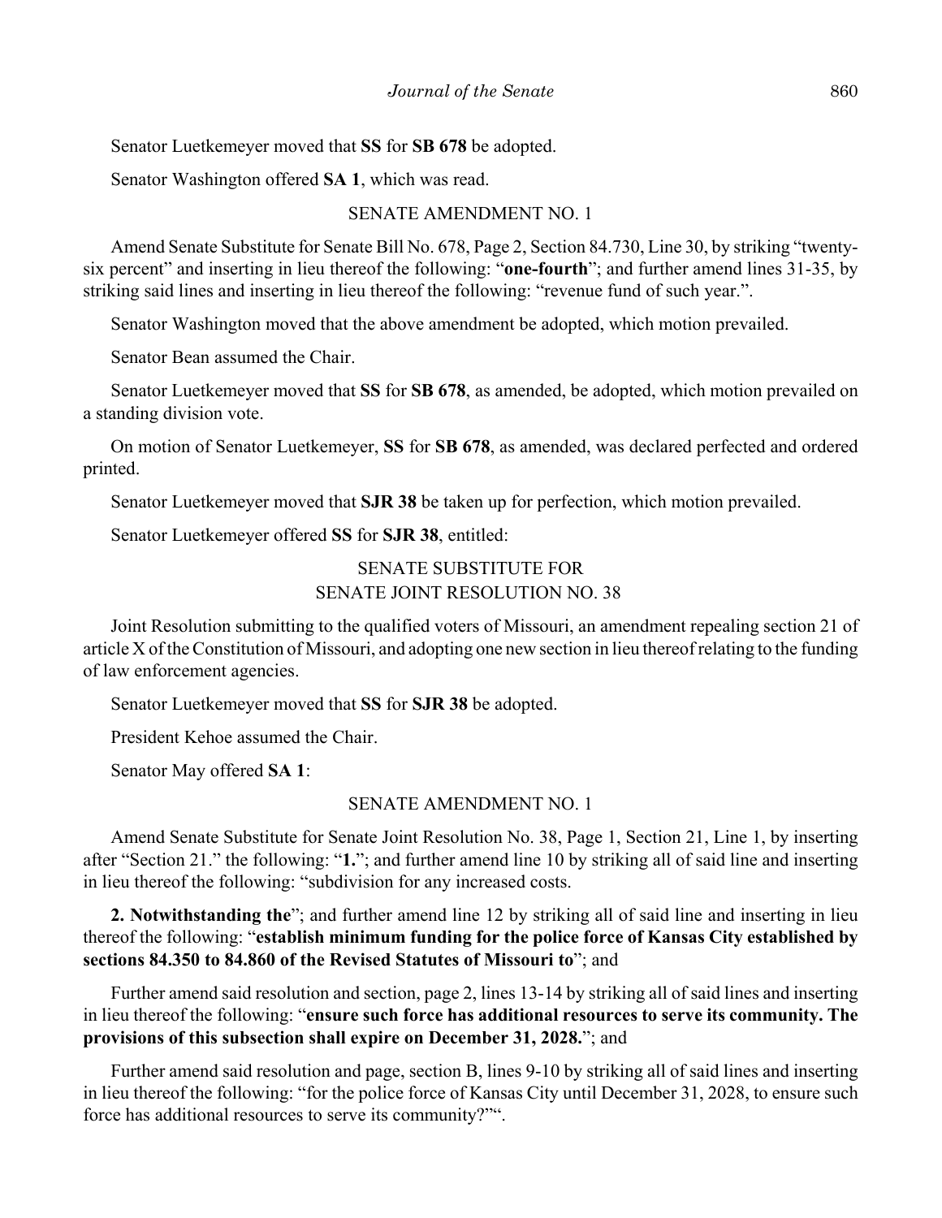Senator Luetkemeyer moved that **SS** for **SB 678** be adopted.

Senator Washington offered **SA 1**, which was read.

SENATE AMENDMENT NO. 1

Amend Senate Substitute for Senate Bill No. 678, Page 2, Section 84.730, Line 30, by striking "twenty-six percent" and inserting in lieu thereof the following: "**one-fourth**"; and further amend lines 31-35, by striking said lines and inserting in lieu thereof the following: "revenue fund of such year.".

Senator Washington moved that the above amendment be adopted, which motion prevailed.

Senator Bean assumed the Chair.

Senator Luetkemeyer moved that **SS** for **SB 678**, as amended, be adopted, which motion prevailed on a standing division vote.

On motion of Senator Luetkemeyer, **SS** for **SB 678**, as amended, was declared perfected and ordered printed.

Senator Luetkemeyer moved that **SJR 38** be taken up for perfection, which motion prevailed.

Senator Luetkemeyer offered **SS** for **SJR 38**, entitled:

SENATE SUBSTITUTE FOR
SENATE JOINT RESOLUTION NO. 38

Joint Resolution submitting to the qualified voters of Missouri, an amendment repealing section 21 of article X of the Constitution of Missouri, and adopting one new section in lieu thereof relating to the funding of law enforcement agencies.

Senator Luetkemeyer moved that **SS** for **SJR 38** be adopted.

President Kehoe assumed the Chair.

Senator May offered **SA 1**:

SENATE AMENDMENT NO. 1

Amend Senate Substitute for Senate Joint Resolution No. 38, Page 1, Section 21, Line 1, by inserting after "Section 21." the following: "**1.**"; and further amend line 10 by striking all of said line and inserting in lieu thereof the following: "subdivision for any increased costs.

**2. Notwithstanding the**"; and further amend line 12 by striking all of said line and inserting in lieu thereof the following: "**establish minimum funding for the police force of Kansas City established by sections 84.350 to 84.860 of the Revised Statutes of Missouri to**"; and

Further amend said resolution and section, page 2, lines 13-14 by striking all of said lines and inserting in lieu thereof the following: "**ensure such force has additional resources to serve its community. The provisions of this subsection shall expire on December 31, 2028.**"; and

Further amend said resolution and page, section B, lines 9-10 by striking all of said lines and inserting in lieu thereof the following: "for the police force of Kansas City until December 31, 2028, to ensure such force has additional resources to serve its community?"".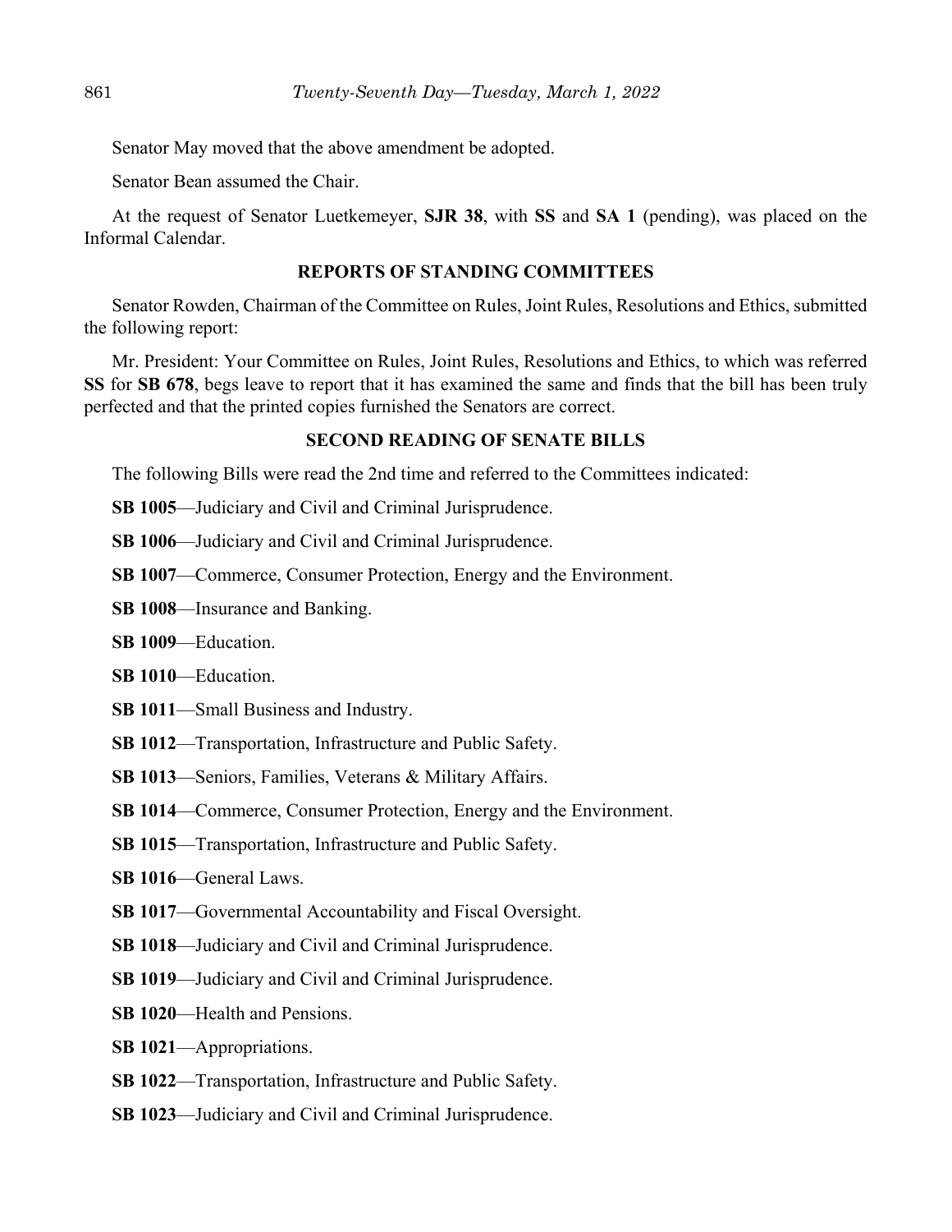Senator May moved that the above amendment be adopted.

Senator Bean assumed the Chair.

At the request of Senator Luetkemeyer, **SJR 38**, with **SS** and **SA 1** (pending), was placed on the Informal Calendar.

## REPORTS OF STANDING COMMITTEES

Senator Rowden, Chairman of the Committee on Rules, Joint Rules, Resolutions and Ethics, submitted the following report:

Mr. President: Your Committee on Rules, Joint Rules, Resolutions and Ethics, to which was referred **SS** for **SB 678**, begs leave to report that it has examined the same and finds that the bill has been truly perfected and that the printed copies furnished the Senators are correct.

## SECOND READING OF SENATE BILLS

The following Bills were read the 2nd time and referred to the Committees indicated:

**SB 1005**—Judiciary and Civil and Criminal Jurisprudence.

**SB 1006**—Judiciary and Civil and Criminal Jurisprudence.

**SB 1007**—Commerce, Consumer Protection, Energy and the Environment.

**SB 1008**—Insurance and Banking.

**SB 1009**—Education.

**SB 1010**—Education.

**SB 1011**—Small Business and Industry.

**SB 1012**—Transportation, Infrastructure and Public Safety.

**SB 1013**—Seniors, Families, Veterans & Military Affairs.

**SB 1014**—Commerce, Consumer Protection, Energy and the Environment.

**SB 1015**—Transportation, Infrastructure and Public Safety.

**SB 1016**—General Laws.

**SB 1017**—Governmental Accountability and Fiscal Oversight.

**SB 1018**—Judiciary and Civil and Criminal Jurisprudence.

**SB 1019**—Judiciary and Civil and Criminal Jurisprudence.

**SB 1020**—Health and Pensions.

**SB 1021**—Appropriations.

**SB 1022**—Transportation, Infrastructure and Public Safety.

**SB 1023**—Judiciary and Civil and Criminal Jurisprudence.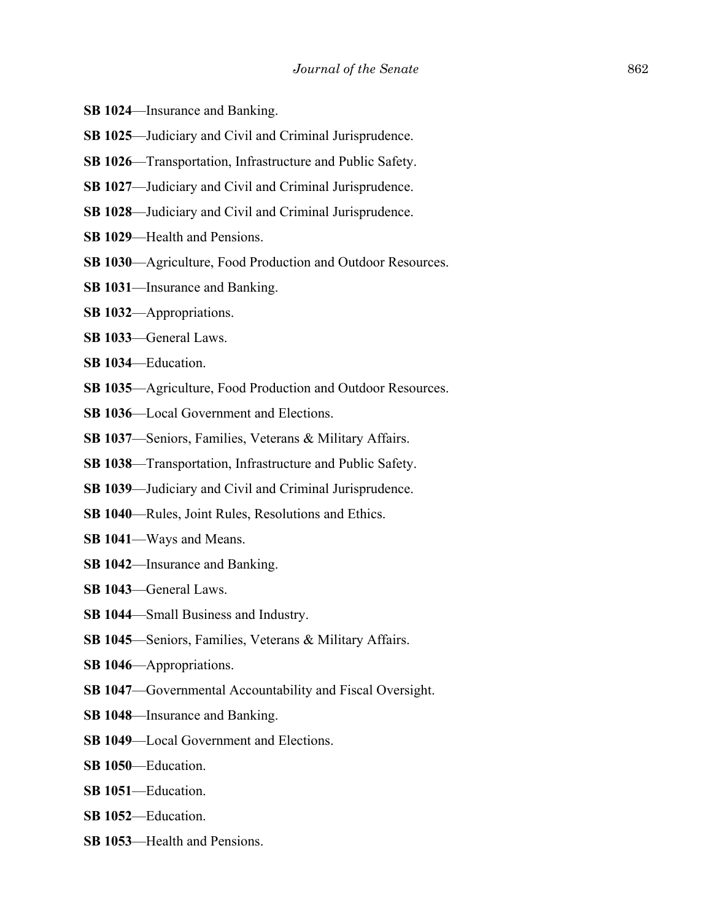**SB 1024**—Insurance and Banking.

**SB 1025**—Judiciary and Civil and Criminal Jurisprudence.

**SB 1026**—Transportation, Infrastructure and Public Safety.

**SB 1027**—Judiciary and Civil and Criminal Jurisprudence.

**SB 1028**—Judiciary and Civil and Criminal Jurisprudence.

**SB 1029**—Health and Pensions.

**SB 1030**—Agriculture, Food Production and Outdoor Resources.

**SB 1031**—Insurance and Banking.

**SB 1032**—Appropriations.

**SB 1033**—General Laws.

**SB 1034**—Education.

**SB 1035**—Agriculture, Food Production and Outdoor Resources.

**SB 1036**—Local Government and Elections.

**SB 1037**—Seniors, Families, Veterans & Military Affairs.

**SB 1038**—Transportation, Infrastructure and Public Safety.

**SB 1039**—Judiciary and Civil and Criminal Jurisprudence.

**SB 1040**—Rules, Joint Rules, Resolutions and Ethics.

**SB 1041**—Ways and Means.

**SB 1042**—Insurance and Banking.

**SB 1043**—General Laws.

**SB 1044**—Small Business and Industry.

**SB 1045**—Seniors, Families, Veterans & Military Affairs.

**SB 1046**—Appropriations.

**SB 1047**—Governmental Accountability and Fiscal Oversight.

**SB 1048**—Insurance and Banking.

**SB 1049**—Local Government and Elections.

**SB 1050**—Education.

**SB 1051**—Education.

**SB 1052**—Education.

**SB 1053**—Health and Pensions.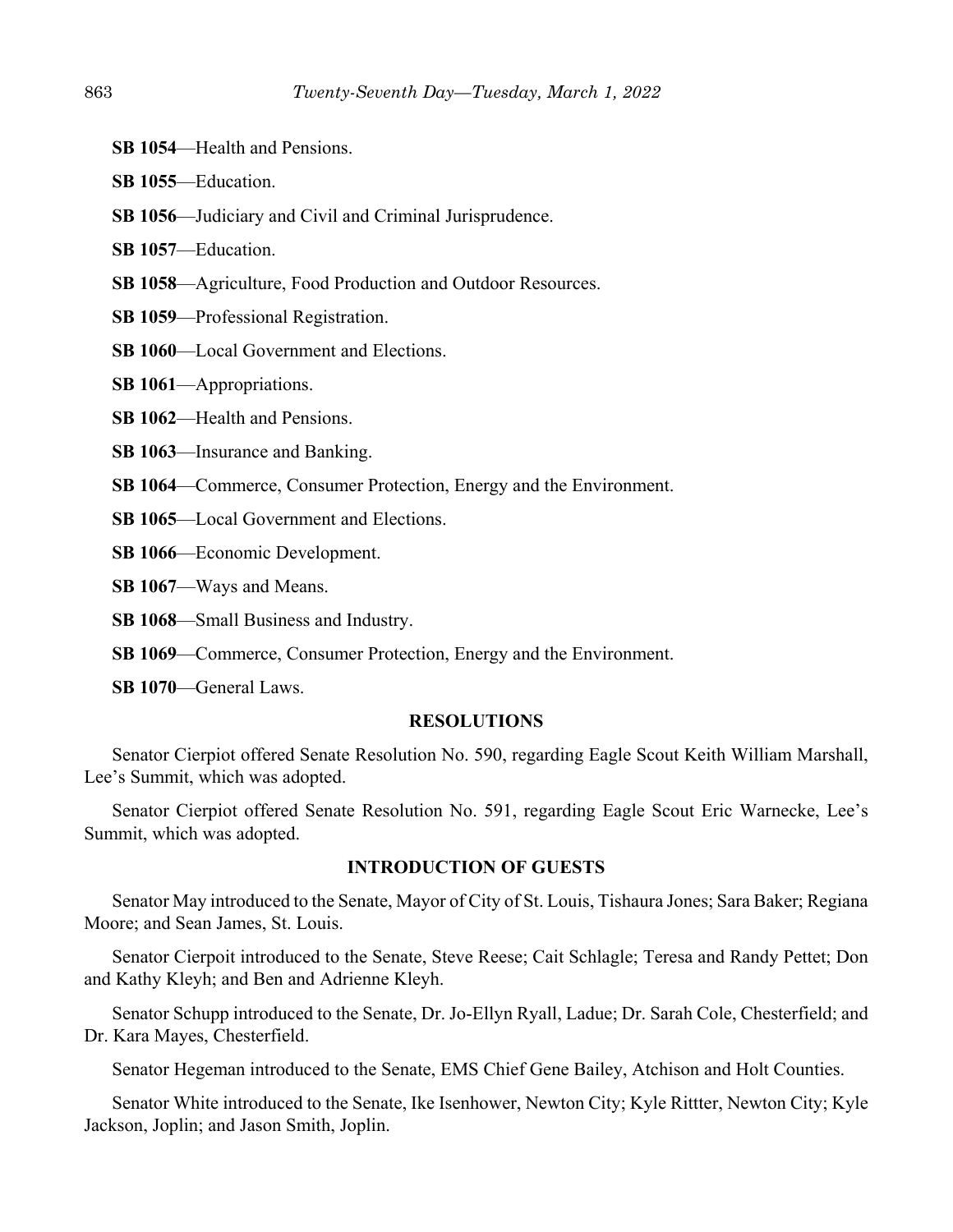**SB 1054**—Health and Pensions.

**SB 1055**—Education.

**SB 1056**—Judiciary and Civil and Criminal Jurisprudence.

**SB 1057**—Education.

**SB 1058**—Agriculture, Food Production and Outdoor Resources.

**SB 1059**—Professional Registration.

**SB 1060**—Local Government and Elections.

**SB 1061**—Appropriations.

**SB 1062**—Health and Pensions.

**SB 1063**—Insurance and Banking.

**SB 1064**—Commerce, Consumer Protection, Energy and the Environment.

**SB 1065**—Local Government and Elections.

**SB 1066**—Economic Development.

**SB 1067**—Ways and Means.

**SB 1068**—Small Business and Industry.

**SB 1069**—Commerce, Consumer Protection, Energy and the Environment.

**SB 1070**—General Laws.

## RESOLUTIONS

Senator Cierpiot offered Senate Resolution No. 590, regarding Eagle Scout Keith William Marshall, Lee's Summit, which was adopted.

Senator Cierpiot offered Senate Resolution No. 591, regarding Eagle Scout Eric Warnecke, Lee's Summit, which was adopted.

## INTRODUCTION OF GUESTS

Senator May introduced to the Senate, Mayor of City of St. Louis, Tishaura Jones; Sara Baker; Regiana Moore; and Sean James, St. Louis.

Senator Cierpoit introduced to the Senate, Steve Reese; Cait Schlagle; Teresa and Randy Pettet; Don and Kathy Kleyh; and Ben and Adrienne Kleyh.

Senator Schupp introduced to the Senate, Dr. Jo-Ellyn Ryall, Ladue; Dr. Sarah Cole, Chesterfield; and Dr. Kara Mayes, Chesterfield.

Senator Hegeman introduced to the Senate, EMS Chief Gene Bailey, Atchison and Holt Counties.

Senator White introduced to the Senate, Ike Isenhower, Newton City; Kyle Rittter, Newton City; Kyle Jackson, Joplin; and Jason Smith, Joplin.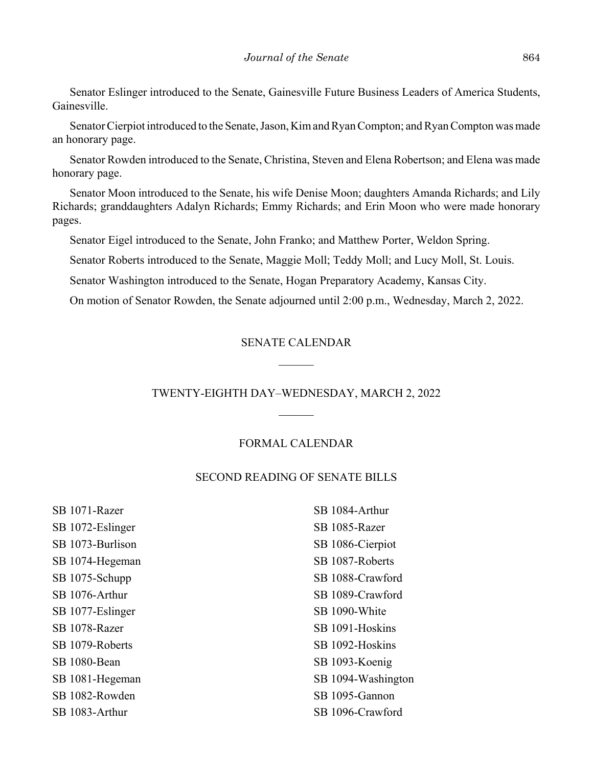Senator Eslinger introduced to the Senate, Gainesville Future Business Leaders of America Students, Gainesville.

Senator Cierpiot introduced to the Senate, Jason, Kim and Ryan Compton; and Ryan Compton was made an honorary page.

Senator Rowden introduced to the Senate, Christina, Steven and Elena Robertson; and Elena was made honorary page.

Senator Moon introduced to the Senate, his wife Denise Moon; daughters Amanda Richards; and Lily Richards; granddaughters Adalyn Richards; Emmy Richards; and Erin Moon who were made honorary pages.

Senator Eigel introduced to the Senate, John Franko; and Matthew Porter, Weldon Spring.

Senator Roberts introduced to the Senate, Maggie Moll; Teddy Moll; and Lucy Moll, St. Louis.

Senator Washington introduced to the Senate, Hogan Preparatory Academy, Kansas City.

On motion of Senator Rowden, the Senate adjourned until 2:00 p.m., Wednesday, March 2, 2022.

## SENATE CALENDAR

## TWENTY-EIGHTH DAY–WEDNESDAY, MARCH 2, 2022

### FORMAL CALENDAR

### SECOND READING OF SENATE BILLS

SB 1071-Razer
SB 1072-Eslinger
SB 1073-Burlison
SB 1074-Hegeman
SB 1075-Schupp
SB 1076-Arthur
SB 1077-Eslinger
SB 1078-Razer
SB 1079-Roberts
SB 1080-Bean
SB 1081-Hegeman
SB 1082-Rowden
SB 1083-Arthur
SB 1084-Arthur
SB 1085-Razer
SB 1086-Cierpiot
SB 1087-Roberts
SB 1088-Crawford
SB 1089-Crawford
SB 1090-White
SB 1091-Hoskins
SB 1092-Hoskins
SB 1093-Koenig
SB 1094-Washington
SB 1095-Gannon
SB 1096-Crawford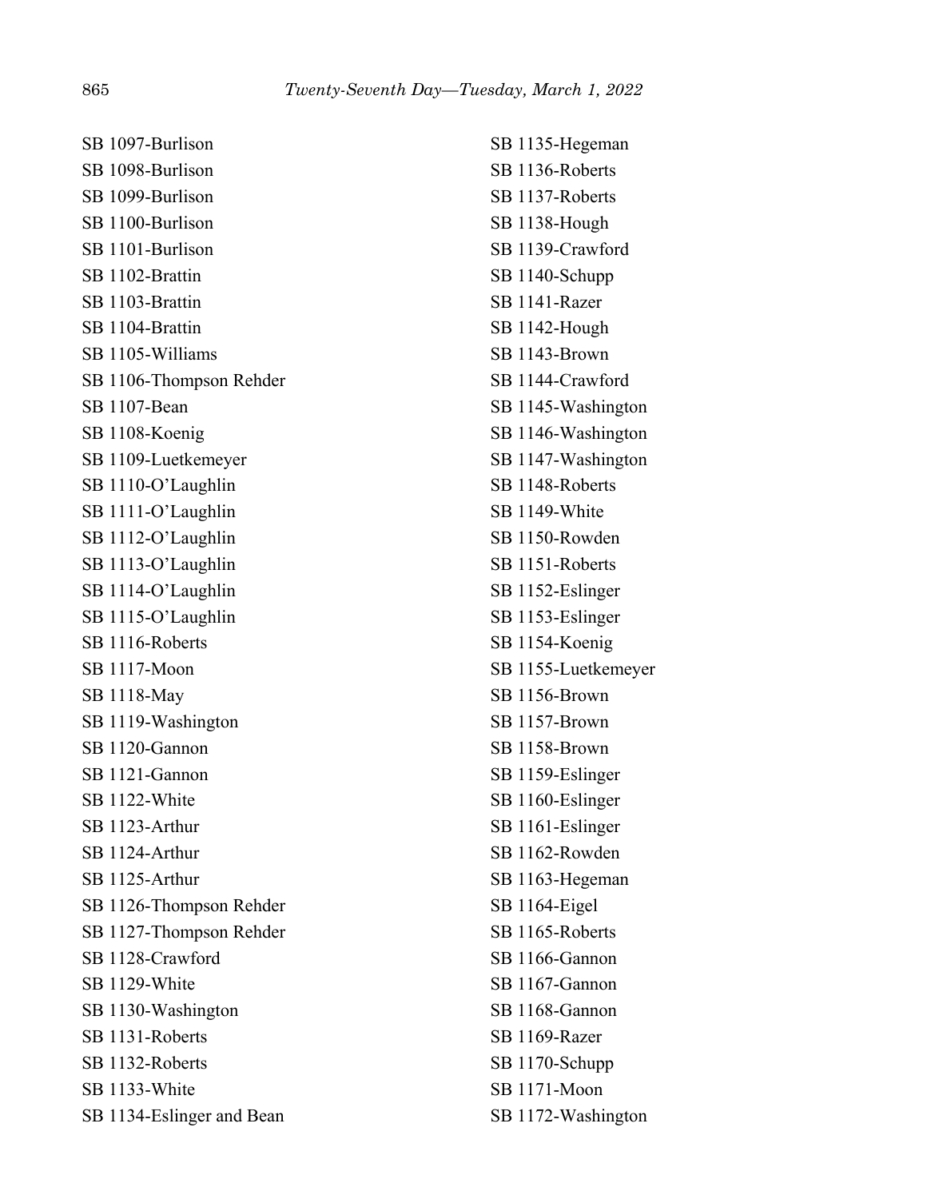SB 1097-Burlison
SB 1098-Burlison
SB 1099-Burlison
SB 1100-Burlison
SB 1101-Burlison
SB 1102-Brattin
SB 1103-Brattin
SB 1104-Brattin
SB 1105-Williams
SB 1106-Thompson Rehder
SB 1107-Bean
SB 1108-Koenig
SB 1109-Luetkemeyer
SB 1110-O'Laughlin
SB 1111-O'Laughlin
SB 1112-O'Laughlin
SB 1113-O'Laughlin
SB 1114-O'Laughlin
SB 1115-O'Laughlin
SB 1116-Roberts
SB 1117-Moon
SB 1118-May
SB 1119-Washington
SB 1120-Gannon
SB 1121-Gannon
SB 1122-White
SB 1123-Arthur
SB 1124-Arthur
SB 1125-Arthur
SB 1126-Thompson Rehder
SB 1127-Thompson Rehder
SB 1128-Crawford
SB 1129-White
SB 1130-Washington
SB 1131-Roberts
SB 1132-Roberts
SB 1133-White
SB 1134-Eslinger and Bean
SB 1135-Hegeman
SB 1136-Roberts
SB 1137-Roberts
SB 1138-Hough
SB 1139-Crawford
SB 1140-Schupp
SB 1141-Razer
SB 1142-Hough
SB 1143-Brown
SB 1144-Crawford
SB 1145-Washington
SB 1146-Washington
SB 1147-Washington
SB 1148-Roberts
SB 1149-White
SB 1150-Rowden
SB 1151-Roberts
SB 1152-Eslinger
SB 1153-Eslinger
SB 1154-Koenig
SB 1155-Luetkemeyer
SB 1156-Brown
SB 1157-Brown
SB 1158-Brown
SB 1159-Eslinger
SB 1160-Eslinger
SB 1161-Eslinger
SB 1162-Rowden
SB 1163-Hegeman
SB 1164-Eigel
SB 1165-Roberts
SB 1166-Gannon
SB 1167-Gannon
SB 1168-Gannon
SB 1169-Razer
SB 1170-Schupp
SB 1171-Moon
SB 1172-Washington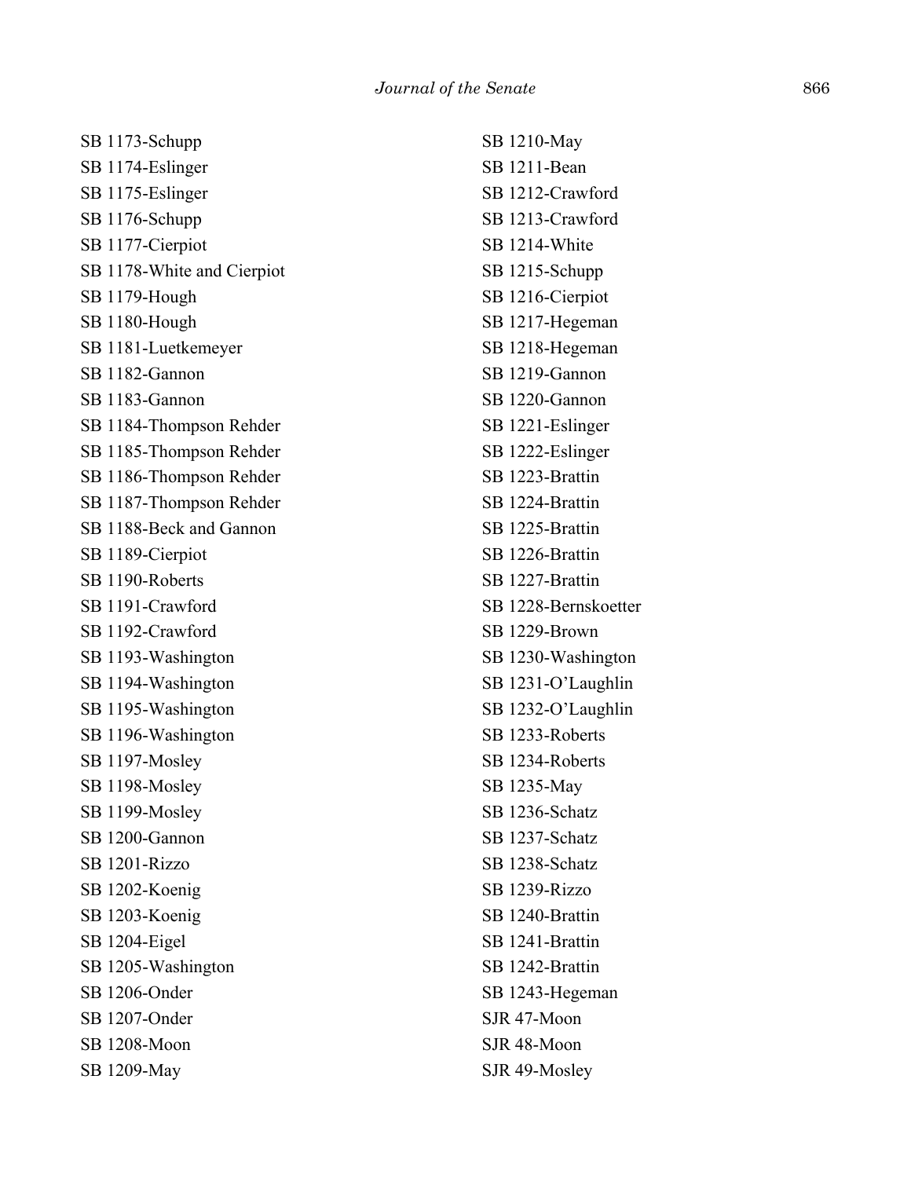SB 1173-Schupp
SB 1174-Eslinger
SB 1175-Eslinger
SB 1176-Schupp
SB 1177-Cierpiot
SB 1178-White and Cierpiot
SB 1179-Hough
SB 1180-Hough
SB 1181-Luetkemeyer
SB 1182-Gannon
SB 1183-Gannon
SB 1184-Thompson Rehder
SB 1185-Thompson Rehder
SB 1186-Thompson Rehder
SB 1187-Thompson Rehder
SB 1188-Beck and Gannon
SB 1189-Cierpiot
SB 1190-Roberts
SB 1191-Crawford
SB 1192-Crawford
SB 1193-Washington
SB 1194-Washington
SB 1195-Washington
SB 1196-Washington
SB 1197-Mosley
SB 1198-Mosley
SB 1199-Mosley
SB 1200-Gannon
SB 1201-Rizzo
SB 1202-Koenig
SB 1203-Koenig
SB 1204-Eigel
SB 1205-Washington
SB 1206-Onder
SB 1207-Onder
SB 1208-Moon
SB 1209-May
SB 1210-May
SB 1211-Bean
SB 1212-Crawford
SB 1213-Crawford
SB 1214-White
SB 1215-Schupp
SB 1216-Cierpiot
SB 1217-Hegeman
SB 1218-Hegeman
SB 1219-Gannon
SB 1220-Gannon
SB 1221-Eslinger
SB 1222-Eslinger
SB 1223-Brattin
SB 1224-Brattin
SB 1225-Brattin
SB 1226-Brattin
SB 1227-Brattin
SB 1228-Bernskoetter
SB 1229-Brown
SB 1230-Washington
SB 1231-O'Laughlin
SB 1232-O'Laughlin
SB 1233-Roberts
SB 1234-Roberts
SB 1235-May
SB 1236-Schatz
SB 1237-Schatz
SB 1238-Schatz
SB 1239-Rizzo
SB 1240-Brattin
SB 1241-Brattin
SB 1242-Brattin
SB 1243-Hegeman
SJR 47-Moon
SJR 48-Moon
SJR 49-Mosley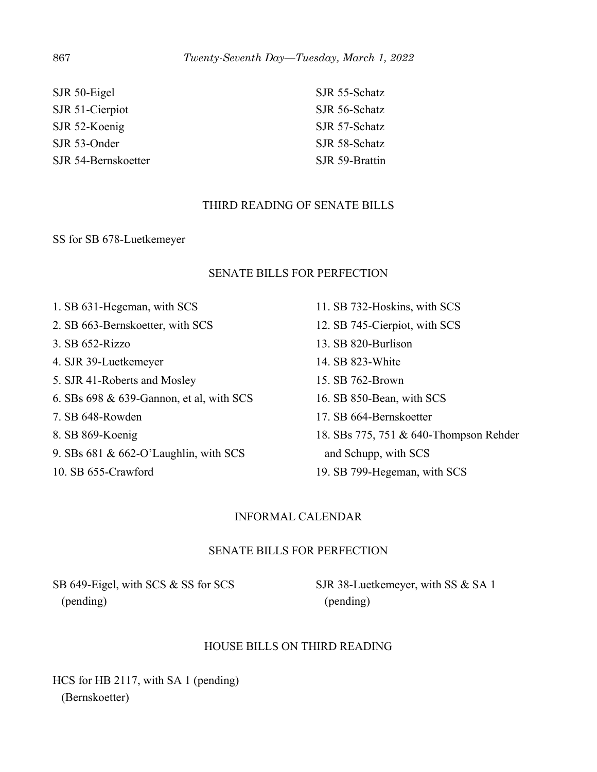SJR 50-Eigel
SJR 51-Cierpiot
SJR 52-Koenig
SJR 53-Onder
SJR 54-Bernskoetter
SJR 55-Schatz
SJR 56-Schatz
SJR 57-Schatz
SJR 58-Schatz
SJR 59-Brattin

## THIRD READING OF SENATE BILLS

SS for SB 678-Luetkemeyer

## SENATE BILLS FOR PERFECTION

1. SB 631-Hegeman, with SCS
2. SB 663-Bernskoetter, with SCS
3. SB 652-Rizzo
4. SJR 39-Luetkemeyer
5. SJR 41-Roberts and Mosley
6. SBs 698 & 639-Gannon, et al, with SCS
7. SB 648-Rowden
8. SB 869-Koenig
9. SBs 681 & 662-O'Laughlin, with SCS
10. SB 655-Crawford
11. SB 732-Hoskins, with SCS
12. SB 745-Cierpiot, with SCS
13. SB 820-Burlison
14. SB 823-White
15. SB 762-Brown
16. SB 850-Bean, with SCS
17. SB 664-Bernskoetter
18. SBs 775, 751 & 640-Thompson Rehder and Schupp, with SCS
19. SB 799-Hegeman, with SCS

## INFORMAL CALENDAR

## SENATE BILLS FOR PERFECTION

SB 649-Eigel, with SCS & SS for SCS (pending)

SJR 38-Luetkemeyer, with SS & SA 1 (pending)

## HOUSE BILLS ON THIRD READING

HCS for HB 2117, with SA 1 (pending) (Bernskoetter)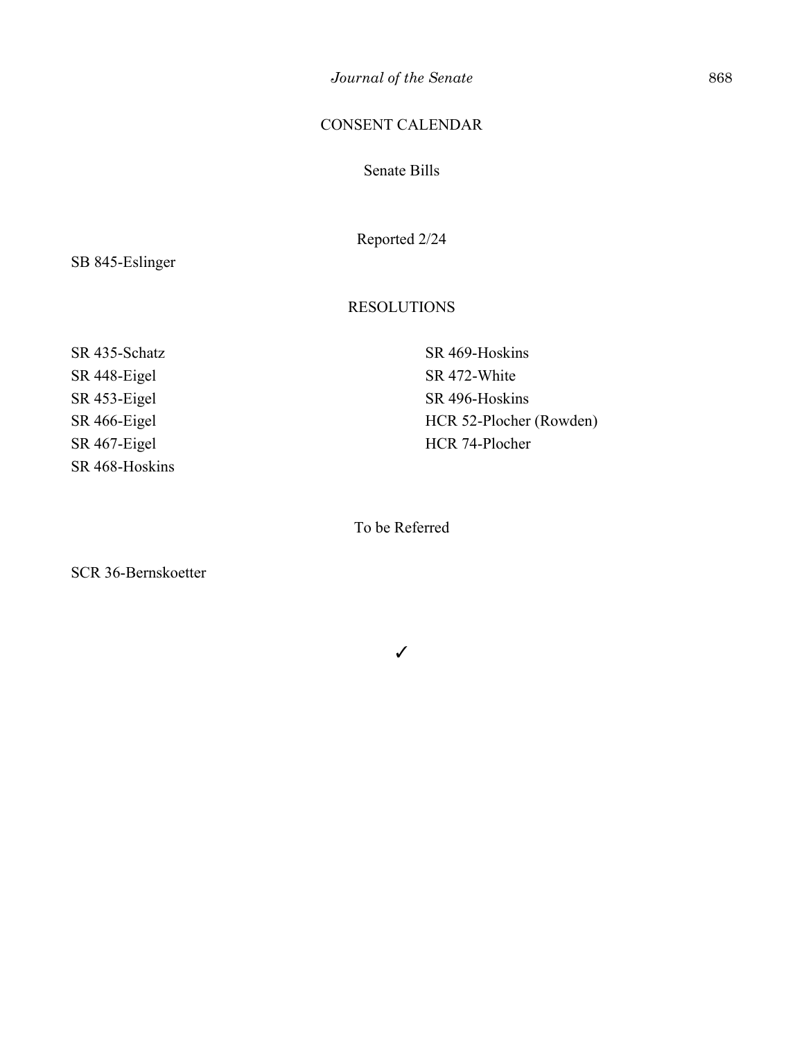## CONSENT CALENDAR

### Senate Bills

Reported 2/24

SB 845-Eslinger

### RESOLUTIONS

SR 435-Schatz
SR 448-Eigel
SR 453-Eigel
SR 466-Eigel
SR 467-Eigel
SR 468-Hoskins
SR 469-Hoskins
SR 472-White
SR 496-Hoskins
HCR 52-Plocher (Rowden)
HCR 74-Plocher

To be Referred

SCR 36-Bernskoetter

✓